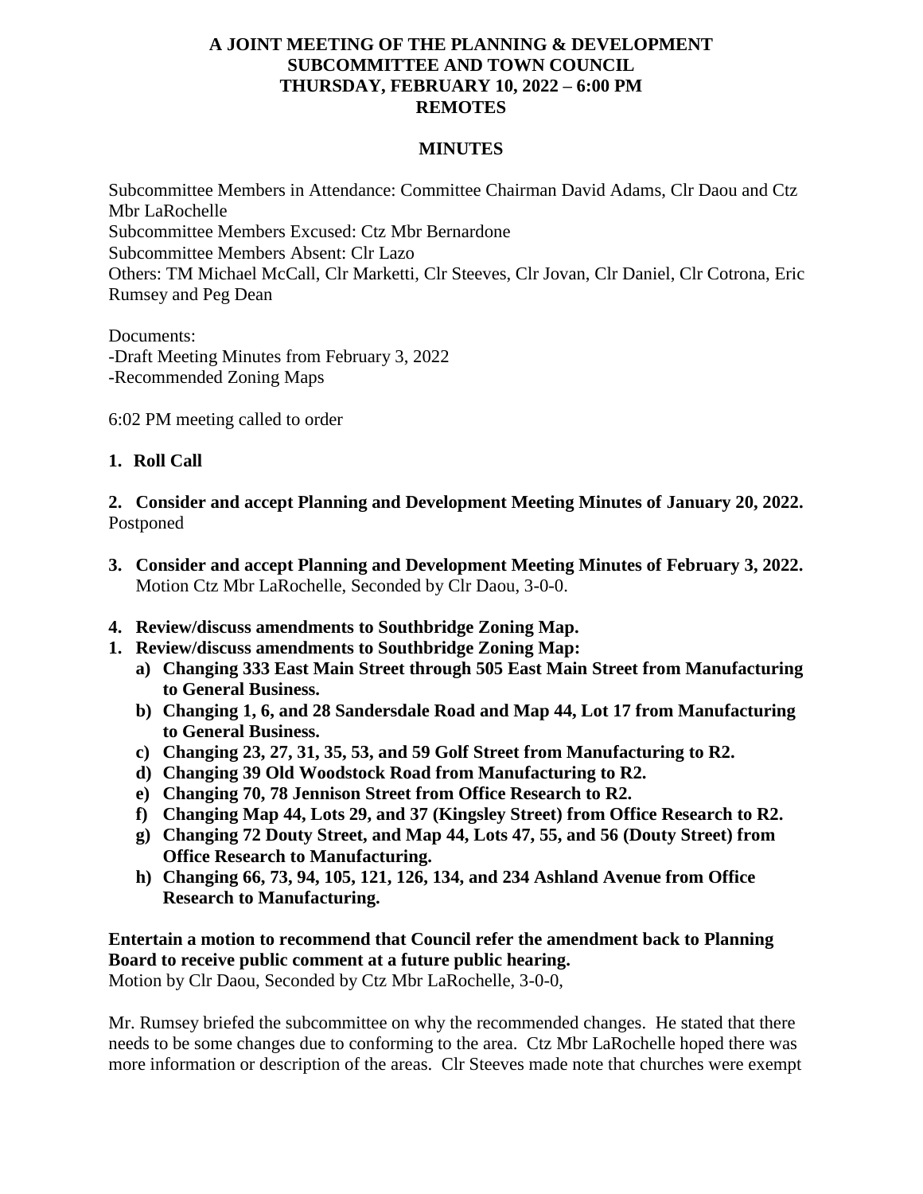**A JOINT MEETING OF THE PLANNING & DEVELOPMENT SUBCOMMITTEE AND TOWN COUNCIL**
**THURSDAY, FEBRUARY 10, 2022 – 6:00 PM**
**REMOTES**

**MINUTES**

Subcommittee Members in Attendance: Committee Chairman David Adams, Clr Daou and Ctz Mbr LaRochelle
Subcommittee Members Excused: Ctz Mbr Bernardone
Subcommittee Members Absent: Clr Lazo
Others: TM Michael McCall, Clr Marketti, Clr Steeves, Clr Jovan, Clr Daniel, Clr Cotrona, Eric Rumsey and Peg Dean

Documents:
-Draft Meeting Minutes from February 3, 2022
-Recommended Zoning Maps

6:02 PM meeting called to order

**1. Roll Call**

**2. Consider and accept Planning and Development Meeting Minutes of January 20, 2022.**
Postponed

**3. Consider and accept Planning and Development Meeting Minutes of February 3, 2022.**
Motion Ctz Mbr LaRochelle, Seconded by Clr Daou, 3-0-0.

**4. Review/discuss amendments to Southbridge Zoning Map.**

**1. Review/discuss amendments to Southbridge Zoning Map:**
   **a) Changing 333 East Main Street through 505 East Main Street from Manufacturing to General Business.**
   **b) Changing 1, 6, and 28 Sandersdale Road and Map 44, Lot 17 from Manufacturing to General Business.**
   **c) Changing 23, 27, 31, 35, 53, and 59 Golf Street from Manufacturing to R2.**
   **d) Changing 39 Old Woodstock Road from Manufacturing to R2.**
   **e) Changing 70, 78 Jennison Street from Office Research to R2.**
   **f) Changing Map 44, Lots 29, and 37 (Kingsley Street) from Office Research to R2.**
   **g) Changing 72 Douty Street, and Map 44, Lots 47, 55, and 56 (Douty Street) from Office Research to Manufacturing.**
   **h) Changing 66, 73, 94, 105, 121, 126, 134, and 234 Ashland Avenue from Office Research to Manufacturing.**

**Entertain a motion to recommend that Council refer the amendment back to Planning Board to receive public comment at a future public hearing.**
Motion by Clr Daou, Seconded by Ctz Mbr LaRochelle, 3-0-0,

Mr. Rumsey briefed the subcommittee on why the recommended changes. He stated that there needs to be some changes due to conforming to the area. Ctz Mbr LaRochelle hoped there was more information or description of the areas. Clr Steeves made note that churches were exempt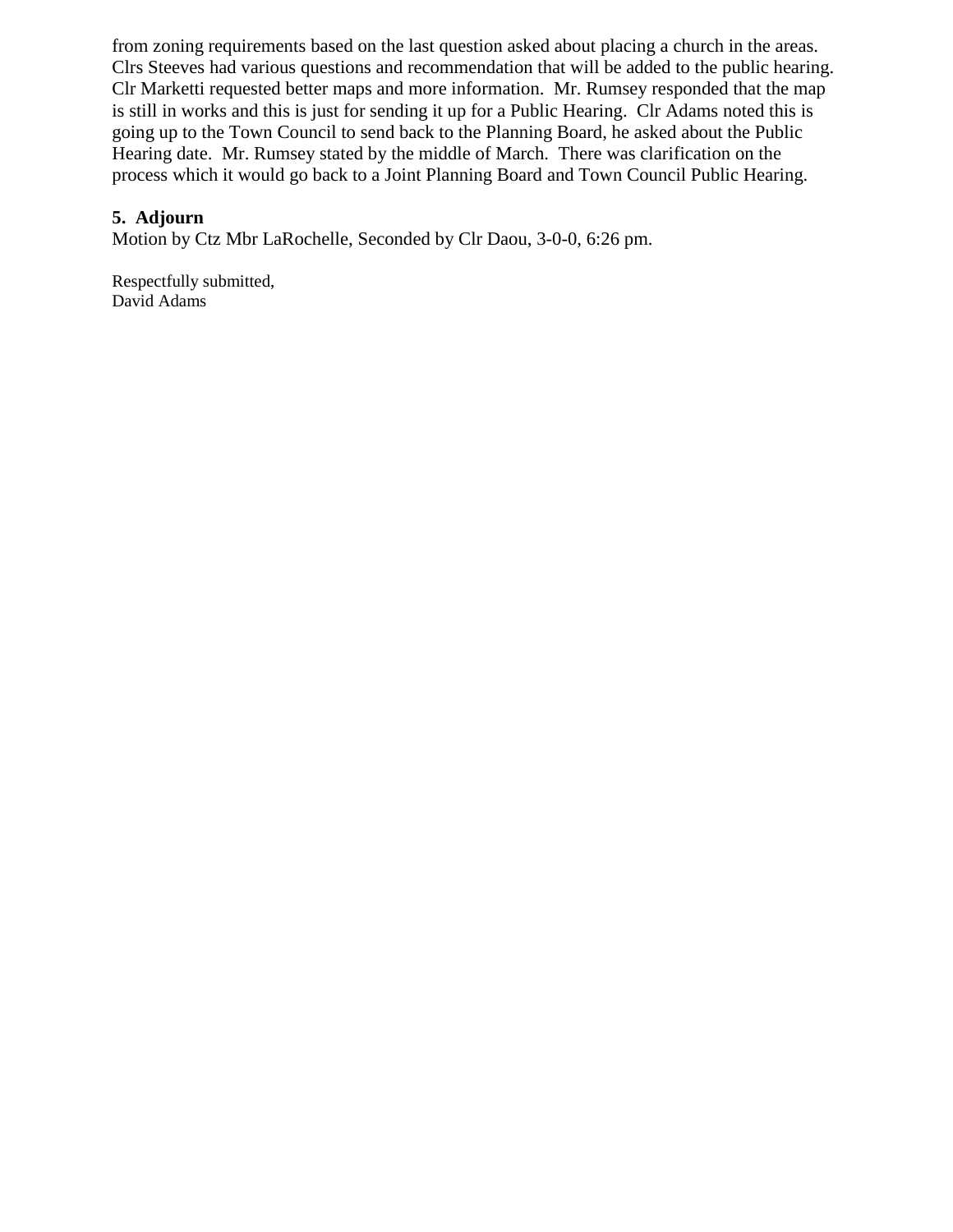from zoning requirements based on the last question asked about placing a church in the areas. Clrs Steeves had various questions and recommendation that will be added to the public hearing. Clr Marketti requested better maps and more information. Mr. Rumsey responded that the map is still in works and this is just for sending it up for a Public Hearing. Clr Adams noted this is going up to the Town Council to send back to the Planning Board, he asked about the Public Hearing date. Mr. Rumsey stated by the middle of March. There was clarification on the process which it would go back to a Joint Planning Board and Town Council Public Hearing.

**5. Adjourn**

Motion by Ctz Mbr LaRochelle, Seconded by Clr Daou, 3-0-0, 6:26 pm.

Respectfully submitted,
David Adams